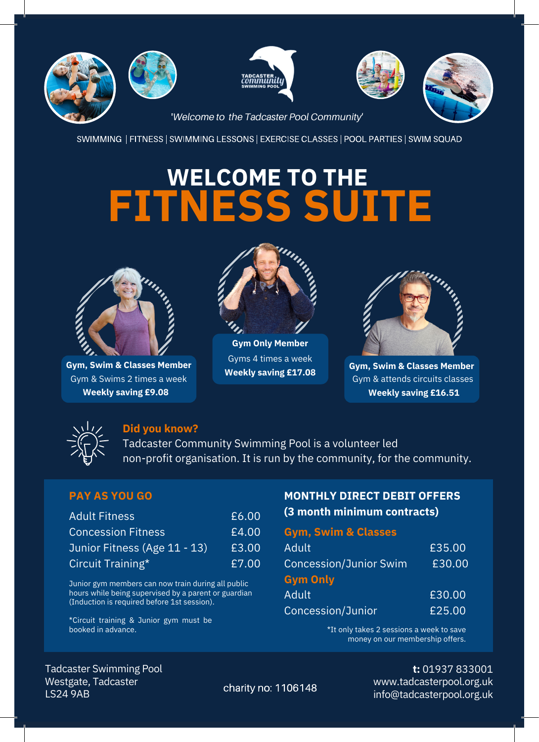*'Welcome to the Tadcaster Pool Community'*

SWIMMING | FITNESS | SWIMMING LESSONS | EXERCISE CLASSES | POOL PARTIES | SWIM SQUAD

# WELCOME TO THE FITNESS SUITE

**Gym, Swim & Classes Member**
Gym & Swims 2 times a week
**Weekly saving £9.08**

**Gym Only Member**
Gyms 4 times a week
**Weekly saving £17.08**

**Gym, Swim & Classes Member**
Gym & attends circuits classes
**Weekly saving £16.51**

**Did you know?**
Tadcaster Community Swimming Pool is a volunteer led non-profit organisation. It is run by the community, for the community.

## PAY AS YOU GO

| | |
|---|---|
| Adult Fitness | £6.00 |
| Concession Fitness | £4.00 |
| Junior Fitness (Age 11 - 13) | £3.00 |
| Circuit Training* | £7.00 |

Junior gym members can now train during all public hours while being supervised by a parent or guardian (Induction is required before 1st session).

*Circuit training & Junior gym must be booked in advance.

## MONTHLY DIRECT DEBIT OFFERS (3 month minimum contracts)

| | |
|---|---|
| **Gym, Swim & Classes** | |
| Adult | £35.00 |
| Concession/Junior Swim | £30.00 |
| **Gym Only** | |
| Adult | £30.00 |
| Concession/Junior | £25.00 |

*It only takes 2 sessions a week to save money on our membership offers.

Tadcaster Swimming Pool
Westgate, Tadcaster
LS24 9AB

charity no: 1106148

**t:** 01937 833001
www.tadcasterpool.org.uk
info@tadcasterpool.org.uk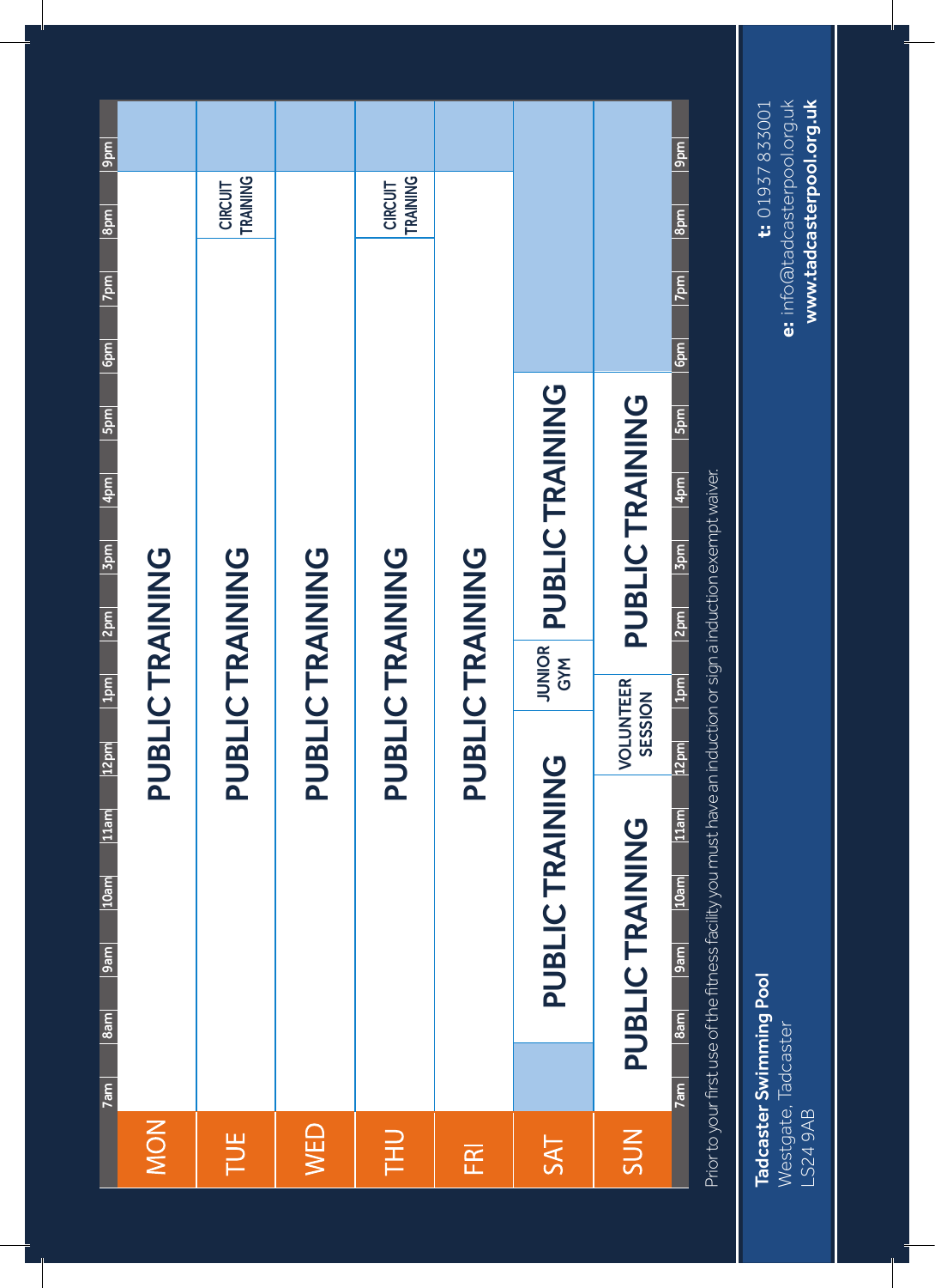| | 7am | 8am | 9am | 10am | 11am | 12pm | 1pm | 2pm | 3pm | 4pm | 5pm | 6pm | 7pm | 8pm | 9pm |
|---|---|---|---|---|---|---|---|---|---|---|---|---|---|---|---|
| **MON** | PUBLIC TRAINING | | | | | | | | | | | | | | |
| **TUE** | PUBLIC TRAINING | | | | | | | | | | | | | CIRCUIT TRAINING | |
| **WED** | PUBLIC TRAINING | | | | | | | | | | | | | | |
| **THU** | PUBLIC TRAINING | | | | | | | | | | | | | CIRCUIT TRAINING | |
| **FRI** | PUBLIC TRAINING | | | | | | | | | | | | | | |
| **SAT** | | PUBLIC TRAINING | | | | | JUNIOR GYM | PUBLIC TRAINING | | | | | | | |
| **SUN** | PUBLIC TRAINING | | | | | VOLUNTEER SESSION | | PUBLIC TRAINING | | | | | | | |

Prior to your first use of the fitness facility you must have an induction or sign a induction exempt waiver.

**Tadcaster Swimming Pool**
Westgate, Tadcaster
LS24 9AB

**t:** 01937 833001
**e:** info@tadcasterpool.org.uk
**www.tadcasterpool.org.uk**